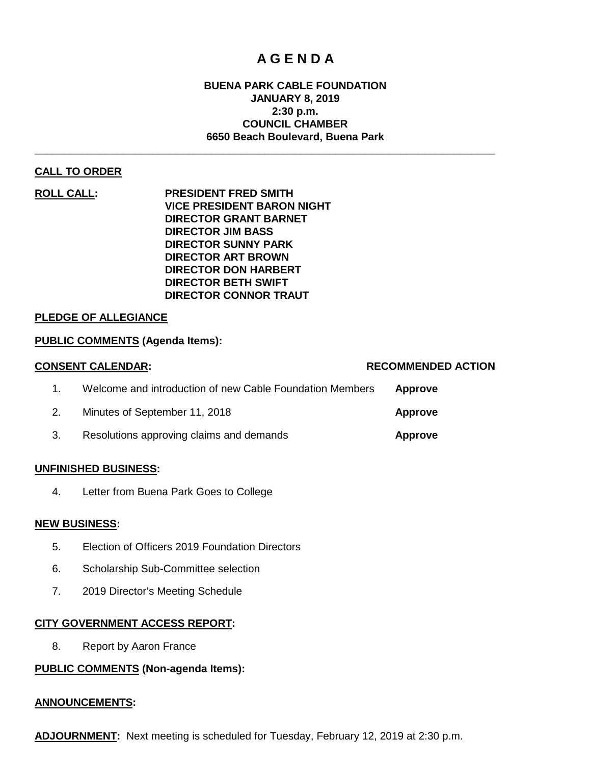# A G E N D A

**BUENA PARK CABLE FOUNDATION**
**JANUARY 8, 2019**
**2:30 p.m.**
**COUNCIL CHAMBER**
**6650 Beach Boulevard, Buena Park**

---

**CALL TO ORDER**

**ROLL CALL:**
**PRESIDENT FRED SMITH**
**VICE PRESIDENT BARON NIGHT**
**DIRECTOR GRANT BARNET**
**DIRECTOR JIM BASS**
**DIRECTOR SUNNY PARK**
**DIRECTOR ART BROWN**
**DIRECTOR DON HARBERT**
**DIRECTOR BETH SWIFT**
**DIRECTOR CONNOR TRAUT**

**PLEDGE OF ALLEGIANCE**

**PUBLIC COMMENTS (Agenda Items):**

| **CONSENT CALENDAR:** | | **RECOMMENDED ACTION** |
|---|---|---|
| 1. | Welcome and introduction of new Cable Foundation Members | **Approve** |
| 2. | Minutes of September 11, 2018 | **Approve** |
| 3. | Resolutions approving claims and demands | **Approve** |

**UNFINISHED BUSINESS:**

4. Letter from Buena Park Goes to College

**NEW BUSINESS:**

5. Election of Officers 2019 Foundation Directors
6. Scholarship Sub-Committee selection
7. 2019 Director's Meeting Schedule

**CITY GOVERNMENT ACCESS REPORT:**

8. Report by Aaron France

**PUBLIC COMMENTS (Non-agenda Items):**

**ANNOUNCEMENTS:**

**ADJOURNMENT:** Next meeting is scheduled for Tuesday, February 12, 2019 at 2:30 p.m.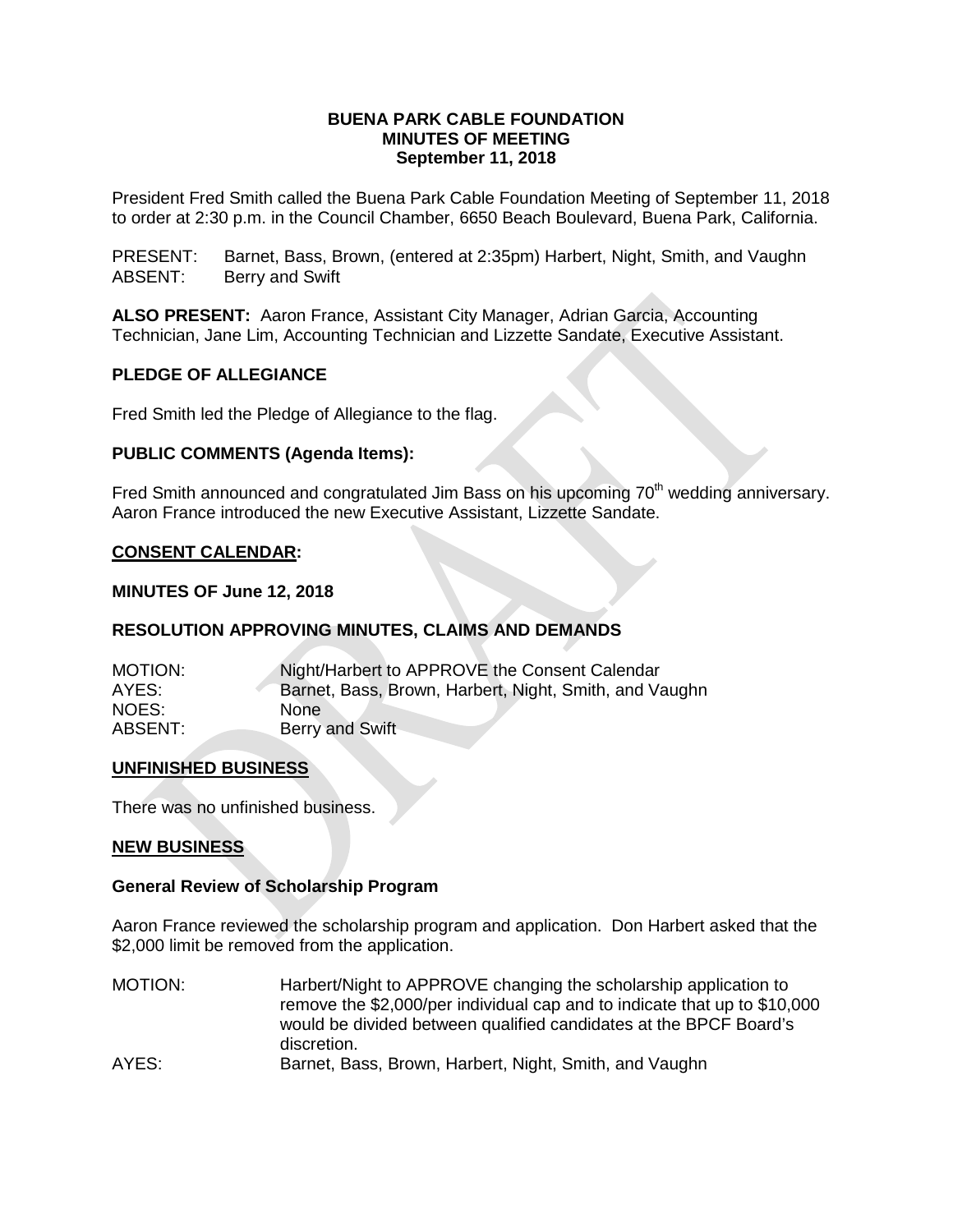**BUENA PARK CABLE FOUNDATION**
**MINUTES OF MEETING**
**September 11, 2018**

President Fred Smith called the Buena Park Cable Foundation Meeting of September 11, 2018 to order at 2:30 p.m. in the Council Chamber, 6650 Beach Boulevard, Buena Park, California.

PRESENT: Barnet, Bass, Brown, (entered at 2:35pm) Harbert, Night, Smith, and Vaughn
ABSENT: Berry and Swift

**ALSO PRESENT:** Aaron France, Assistant City Manager, Adrian Garcia, Accounting Technician, Jane Lim, Accounting Technician and Lizzette Sandate, Executive Assistant.

**PLEDGE OF ALLEGIANCE**

Fred Smith led the Pledge of Allegiance to the flag.

**PUBLIC COMMENTS (Agenda Items):**

Fred Smith announced and congratulated Jim Bass on his upcoming 70th wedding anniversary. Aaron France introduced the new Executive Assistant, Lizzette Sandate.

**CONSENT CALENDAR:**

**MINUTES OF June 12, 2018**

**RESOLUTION APPROVING MINUTES, CLAIMS AND DEMANDS**

MOTION: Night/Harbert to APPROVE the Consent Calendar
AYES: Barnet, Bass, Brown, Harbert, Night, Smith, and Vaughn
NOES: None
ABSENT: Berry and Swift

**UNFINISHED BUSINESS**

There was no unfinished business.

**NEW BUSINESS**

**General Review of Scholarship Program**

Aaron France reviewed the scholarship program and application. Don Harbert asked that the $2,000 limit be removed from the application.

MOTION: Harbert/Night to APPROVE changing the scholarship application to remove the $2,000/per individual cap and to indicate that up to $10,000 would be divided between qualified candidates at the BPCF Board's discretion.
AYES: Barnet, Bass, Brown, Harbert, Night, Smith, and Vaughn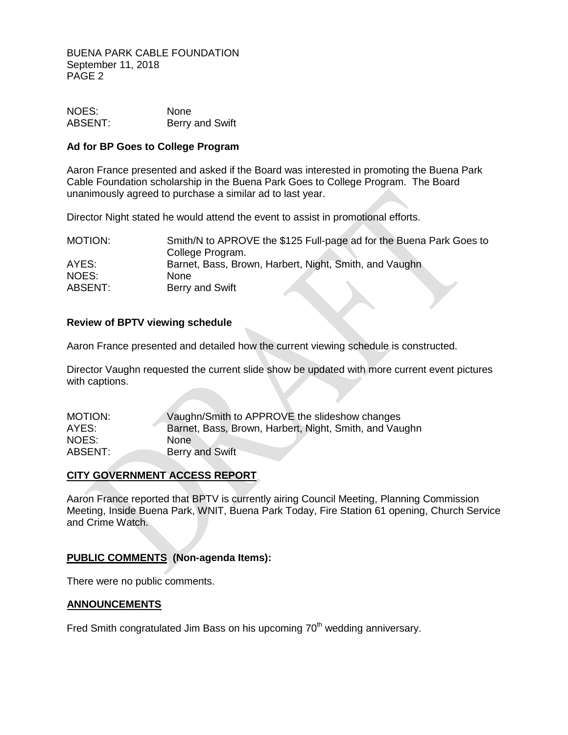NOES: None
ABSENT: Berry and Swift

**Ad for BP Goes to College Program**

Aaron France presented and asked if the Board was interested in promoting the Buena Park Cable Foundation scholarship in the Buena Park Goes to College Program. The Board unanimously agreed to purchase a similar ad to last year.

Director Night stated he would attend the event to assist in promotional efforts.

MOTION: Smith/N to APROVE the \$125 Full-page ad for the Buena Park Goes to College Program.
AYES: Barnet, Bass, Brown, Harbert, Night, Smith, and Vaughn
NOES: None
ABSENT: Berry and Swift

**Review of BPTV viewing schedule**

Aaron France presented and detailed how the current viewing schedule is constructed.

Director Vaughn requested the current slide show be updated with more current event pictures with captions.

MOTION: Vaughn/Smith to APPROVE the slideshow changes
AYES: Barnet, Bass, Brown, Harbert, Night, Smith, and Vaughn
NOES: None
ABSENT: Berry and Swift

**CITY GOVERNMENT ACCESS REPORT**

Aaron France reported that BPTV is currently airing Council Meeting, Planning Commission Meeting, Inside Buena Park, WNIT, Buena Park Today, Fire Station 61 opening, Church Service and Crime Watch.

**PUBLIC COMMENTS (Non-agenda Items):**

There were no public comments.

**ANNOUNCEMENTS**

Fred Smith congratulated Jim Bass on his upcoming 70th wedding anniversary.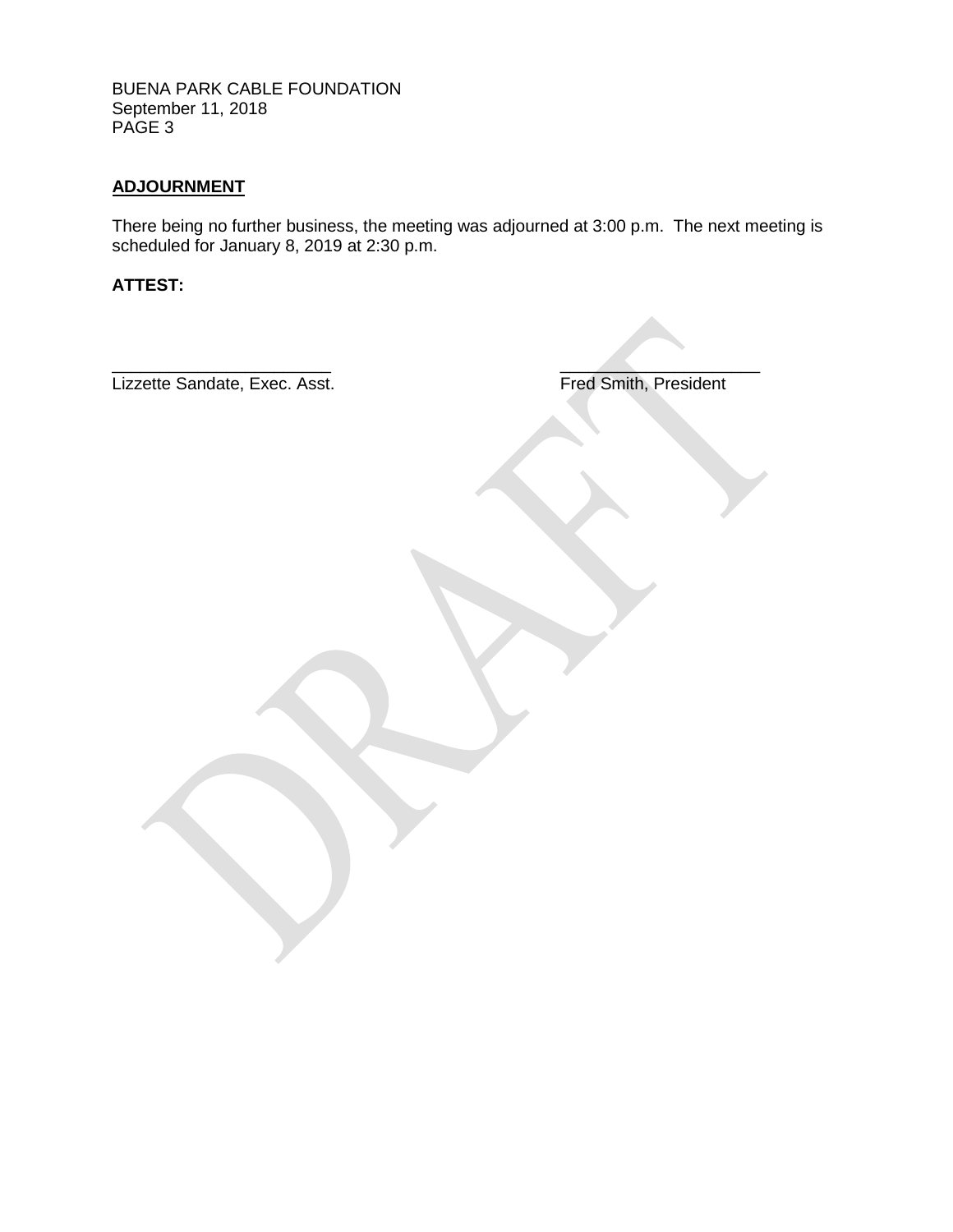## ADJOURNMENT

There being no further business, the meeting was adjourned at 3:00 p.m. The next meeting is scheduled for January 8, 2019 at 2:30 p.m.

**ATTEST:**

\_\_\_\_\_\_\_\_\_\_\_\_\_\_\_\_\_\_\_\_\_\_\_\_
Lizzette Sandate, Exec. Asst.

\_\_\_\_\_\_\_\_\_\_\_\_\_\_\_\_\_\_\_\_\_\_
Fred Smith, President

DRAFT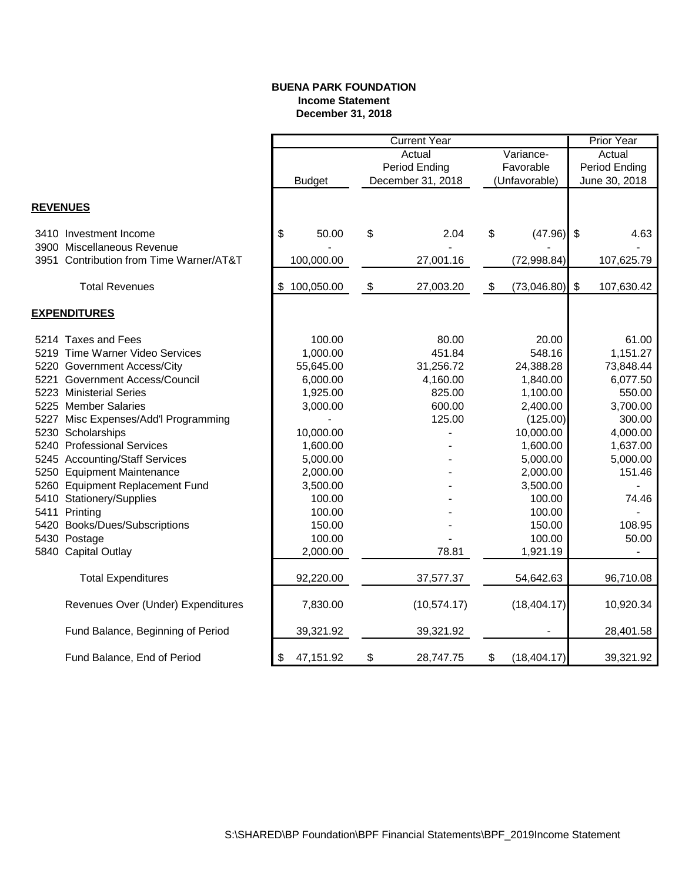**BUENA PARK FOUNDATION**
**Income Statement**
**December 31, 2018**

| | Current Year | | | Prior Year |
|---|---|---|---|---|
| | Budget | Actual Period Ending December 31, 2018 | Variance- Favorable (Unfavorable) | Actual Period Ending June 30, 2018 |
| **REVENUES** | | | | |
| 3410 Investment Income | $ 50.00 | $ 2.04 | $ (47.96) | $ 4.63 |
| 3900 Miscellaneous Revenue | - | - | - | - |
| 3951 Contribution from Time Warner/AT&T | 100,000.00 | 27,001.16 | (72,998.84) | 107,625.79 |
| Total Revenues | $ 100,050.00 | $ 27,003.20 | $ (73,046.80) | $ 107,630.42 |
| **EXPENDITURES** | | | | |
| 5214 Taxes and Fees | 100.00 | 80.00 | 20.00 | 61.00 |
| 5219 Time Warner Video Services | 1,000.00 | 451.84 | 548.16 | 1,151.27 |
| 5220 Government Access/City | 55,645.00 | 31,256.72 | 24,388.28 | 73,848.44 |
| 5221 Government Access/Council | 6,000.00 | 4,160.00 | 1,840.00 | 6,077.50 |
| 5223 Ministerial Series | 1,925.00 | 825.00 | 1,100.00 | 550.00 |
| 5225 Member Salaries | 3,000.00 | 600.00 | 2,400.00 | 3,700.00 |
| 5227 Misc Expenses/Add'l Programming | - | 125.00 | (125.00) | 300.00 |
| 5230 Scholarships | 10,000.00 | - | 10,000.00 | 4,000.00 |
| 5240 Professional Services | 1,600.00 | - | 1,600.00 | 1,637.00 |
| 5245 Accounting/Staff Services | 5,000.00 | - | 5,000.00 | 5,000.00 |
| 5250 Equipment Maintenance | 2,000.00 | - | 2,000.00 | 151.46 |
| 5260 Equipment Replacement Fund | 3,500.00 | - | 3,500.00 | - |
| 5410 Stationery/Supplies | 100.00 | - | 100.00 | 74.46 |
| 5411 Printing | 100.00 | - | 100.00 | - |
| 5420 Books/Dues/Subscriptions | 150.00 | - | 150.00 | 108.95 |
| 5430 Postage | 100.00 | - | 100.00 | 50.00 |
| 5840 Capital Outlay | 2,000.00 | 78.81 | 1,921.19 | - |
| Total Expenditures | 92,220.00 | 37,577.37 | 54,642.63 | 96,710.08 |
| Revenues Over (Under) Expenditures | 7,830.00 | (10,574.17) | (18,404.17) | 10,920.34 |
| Fund Balance, Beginning of Period | 39,321.92 | 39,321.92 | - | 28,401.58 |
| Fund Balance, End of Period | $ 47,151.92 | $ 28,747.75 | $ (18,404.17) | 39,321.92 |

S:\SHARED\BP Foundation\BPF Financial Statements\BPF_2019Income Statement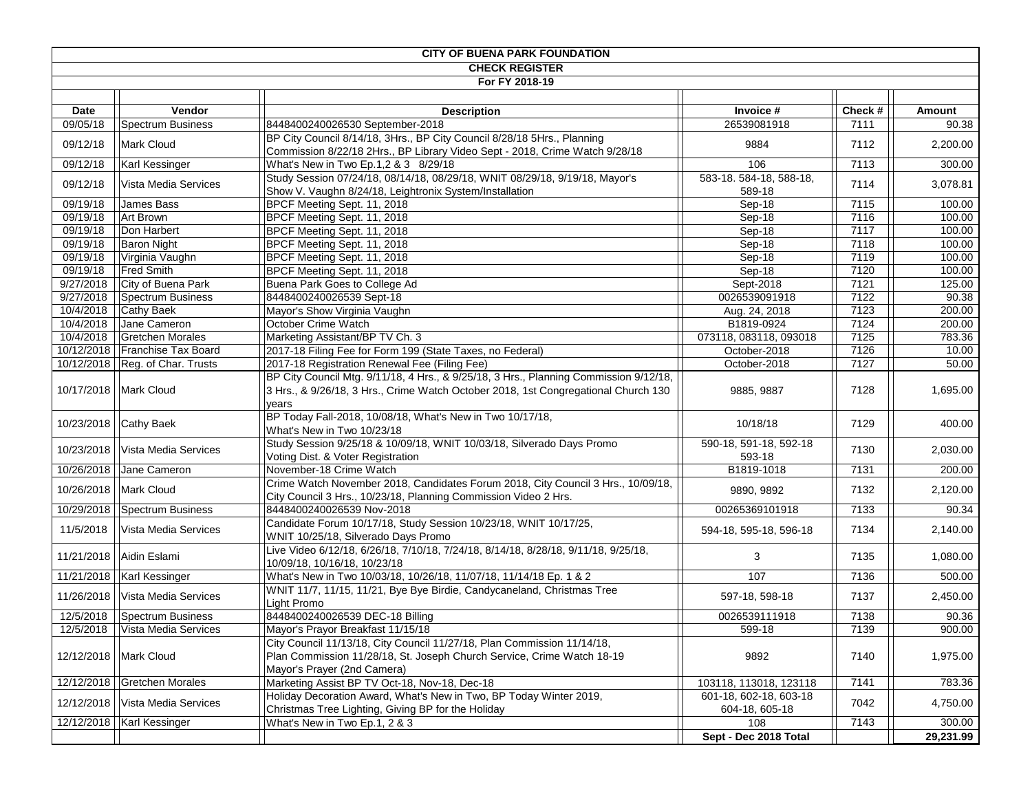# CITY OF BUENA PARK FOUNDATION

## CHECK REGISTER

### For FY 2018-19

| Date | Vendor | Description | Invoice # | Check # | Amount |
|---|---|---|---|---|---|
| 09/05/18 | Spectrum Business | 8448400240026530 September-2018 | 26539081918 | 7111 | 90.38 |
| 09/12/18 | Mark Cloud | BP City Council 8/14/18, 3Hrs., BP City Council 8/28/18 5Hrs., Planning Commission 8/22/18 2Hrs., BP Library Video Sept - 2018, Crime Watch 9/28/18 | 9884 | 7112 | 2,200.00 |
| 09/12/18 | Karl Kessinger | What's New in Two Ep.1,2 & 3 8/29/18 | 106 | 7113 | 300.00 |
| 09/12/18 | Vista Media Services | Study Session 07/24/18, 08/14/18, 08/29/18, WNIT 08/29/18, 9/19/18, Mayor's Show V. Vaughn 8/24/18, Leightronix System/Installation | 583-18. 584-18, 588-18, 589-18 | 7114 | 3,078.81 |
| 09/19/18 | James Bass | BPCF Meeting Sept. 11, 2018 | Sep-18 | 7115 | 100.00 |
| 09/19/18 | Art Brown | BPCF Meeting Sept. 11, 2018 | Sep-18 | 7116 | 100.00 |
| 09/19/18 | Don Harbert | BPCF Meeting Sept. 11, 2018 | Sep-18 | 7117 | 100.00 |
| 09/19/18 | Baron Night | BPCF Meeting Sept. 11, 2018 | Sep-18 | 7118 | 100.00 |
| 09/19/18 | Virginia Vaughn | BPCF Meeting Sept. 11, 2018 | Sep-18 | 7119 | 100.00 |
| 09/19/18 | Fred Smith | BPCF Meeting Sept. 11, 2018 | Sep-18 | 7120 | 100.00 |
| 9/27/2018 | City of Buena Park | Buena Park Goes to College Ad | Sept-2018 | 7121 | 125.00 |
| 9/27/2018 | Spectrum Business | 8448400240026539 Sept-18 | 0026539091918 | 7122 | 90.38 |
| 10/4/2018 | Cathy Baek | Mayor's Show Virginia Vaughn | Aug. 24, 2018 | 7123 | 200.00 |
| 10/4/2018 | Jane Cameron | October Crime Watch | B1819-0924 | 7124 | 200.00 |
| 10/4/2018 | Gretchen Morales | Marketing Assistant/BP TV Ch. 3 | 073118, 083118, 093018 | 7125 | 783.36 |
| 10/12/2018 | Franchise Tax Board | 2017-18 Filing Fee for Form 199 (State Taxes, no Federal) | October-2018 | 7126 | 10.00 |
| 10/12/2018 | Reg. of Char. Trusts | 2017-18 Registration Renewal Fee (Filing Fee) | October-2018 | 7127 | 50.00 |
| 10/17/2018 | Mark Cloud | BP City Council Mtg. 9/11/18, 4 Hrs., & 9/25/18, 3 Hrs., Planning Commission 9/12/18, 3 Hrs., & 9/26/18, 3 Hrs., Crime Watch October 2018, 1st Congregational Church 130 years | 9885, 9887 | 7128 | 1,695.00 |
| 10/23/2018 | Cathy Baek | BP Today Fall-2018, 10/08/18, What's New in Two 10/17/18, What's New in Two 10/23/18 | 10/18/18 | 7129 | 400.00 |
| 10/23/2018 | Vista Media Services | Study Session 9/25/18 & 10/09/18, WNIT 10/03/18, Silverado Days Promo Voting Dist. & Voter Registration | 590-18, 591-18, 592-18 593-18 | 7130 | 2,030.00 |
| 10/26/2018 | Jane Cameron | November-18 Crime Watch | B1819-1018 | 7131 | 200.00 |
| 10/26/2018 | Mark Cloud | Crime Watch November 2018, Candidates Forum 2018, City Council 3 Hrs., 10/09/18, City Council 3 Hrs., 10/23/18, Planning Commission Video 2 Hrs. | 9890, 9892 | 7132 | 2,120.00 |
| 10/29/2018 | Spectrum Business | 8448400240026539 Nov-2018 | 00265369101918 | 7133 | 90.34 |
| 11/5/2018 | Vista Media Services | Candidate Forum 10/17/18, Study Session 10/23/18, WNIT 10/17/25, WNIT 10/25/18, Silverado Days Promo | 594-18, 595-18, 596-18 | 7134 | 2,140.00 |
| 11/21/2018 | Aidin Eslami | Live Video 6/12/18, 6/26/18, 7/10/18, 7/24/18, 8/14/18, 8/28/18, 9/11/18, 9/25/18, 10/09/18, 10/16/18, 10/23/18 | 3 | 7135 | 1,080.00 |
| 11/21/2018 | Karl Kessinger | What's New in Two 10/03/18, 10/26/18, 11/07/18, 11/14/18 Ep. 1 & 2 | 107 | 7136 | 500.00 |
| 11/26/2018 | Vista Media Services | WNIT 11/7, 11/15, 11/21, Bye Bye Birdie, Candycaneland, Christmas Tree Light Promo | 597-18, 598-18 | 7137 | 2,450.00 |
| 12/5/2018 | Spectrum Business | 8448400240026539 DEC-18 Billing | 0026539111918 | 7138 | 90.36 |
| 12/5/2018 | Vista Media Services | Mayor's Prayor Breakfast 11/15/18 | 599-18 | 7139 | 900.00 |
| 12/12/2018 | Mark Cloud | City Council 11/13/18, City Council 11/27/18, Plan Commission 11/14/18, Plan Commission 11/28/18, St. Joseph Church Service, Crime Watch 18-19 Mayor's Prayer (2nd Camera) | 9892 | 7140 | 1,975.00 |
| 12/12/2018 | Gretchen Morales | Marketing Assist BP TV Oct-18, Nov-18, Dec-18 | 103118, 113018, 123118 | 7141 | 783.36 |
| 12/12/2018 | Vista Media Services | Holiday Decoration Award, What's New in Two, BP Today Winter 2019, Christmas Tree Lighting, Giving BP for the Holiday | 601-18, 602-18, 603-18 604-18, 605-18 | 7042 | 4,750.00 |
| 12/12/2018 | Karl Kessinger | What's New in Two Ep.1, 2 & 3 | 108 | 7143 | 300.00 |
| | | | **Sept - Dec 2018 Total** | | **29,231.99** |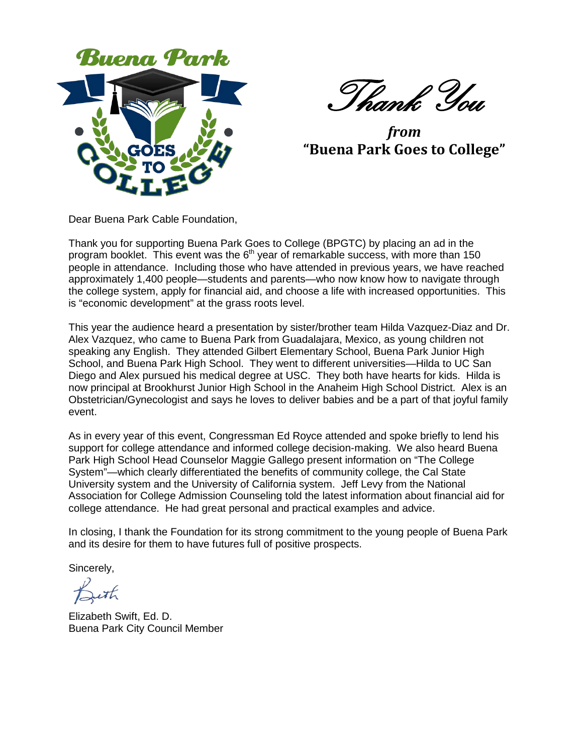# Thank You

***from***
**"Buena Park Goes to College"**

Dear Buena Park Cable Foundation,

Thank you for supporting Buena Park Goes to College (BPGTC) by placing an ad in the program booklet. This event was the 6th year of remarkable success, with more than 150 people in attendance. Including those who have attended in previous years, we have reached approximately 1,400 people—students and parents—who now know how to navigate through the college system, apply for financial aid, and choose a life with increased opportunities. This is "economic development" at the grass roots level.

This year the audience heard a presentation by sister/brother team Hilda Vazquez-Diaz and Dr. Alex Vazquez, who came to Buena Park from Guadalajara, Mexico, as young children not speaking any English. They attended Gilbert Elementary School, Buena Park Junior High School, and Buena Park High School. They went to different universities—Hilda to UC San Diego and Alex pursued his medical degree at USC. They both have hearts for kids. Hilda is now principal at Brookhurst Junior High School in the Anaheim High School District. Alex is an Obstetrician/Gynecologist and says he loves to deliver babies and be a part of that joyful family event.

As in every year of this event, Congressman Ed Royce attended and spoke briefly to lend his support for college attendance and informed college decision-making. We also heard Buena Park High School Head Counselor Maggie Gallego present information on "The College System"—which clearly differentiated the benefits of community college, the Cal State University system and the University of California system. Jeff Levy from the National Association for College Admission Counseling told the latest information about financial aid for college attendance. He had great personal and practical examples and advice.

In closing, I thank the Foundation for its strong commitment to the young people of Buena Park and its desire for them to have futures full of positive prospects.

Sincerely,

Beth

Elizabeth Swift, Ed. D.
Buena Park City Council Member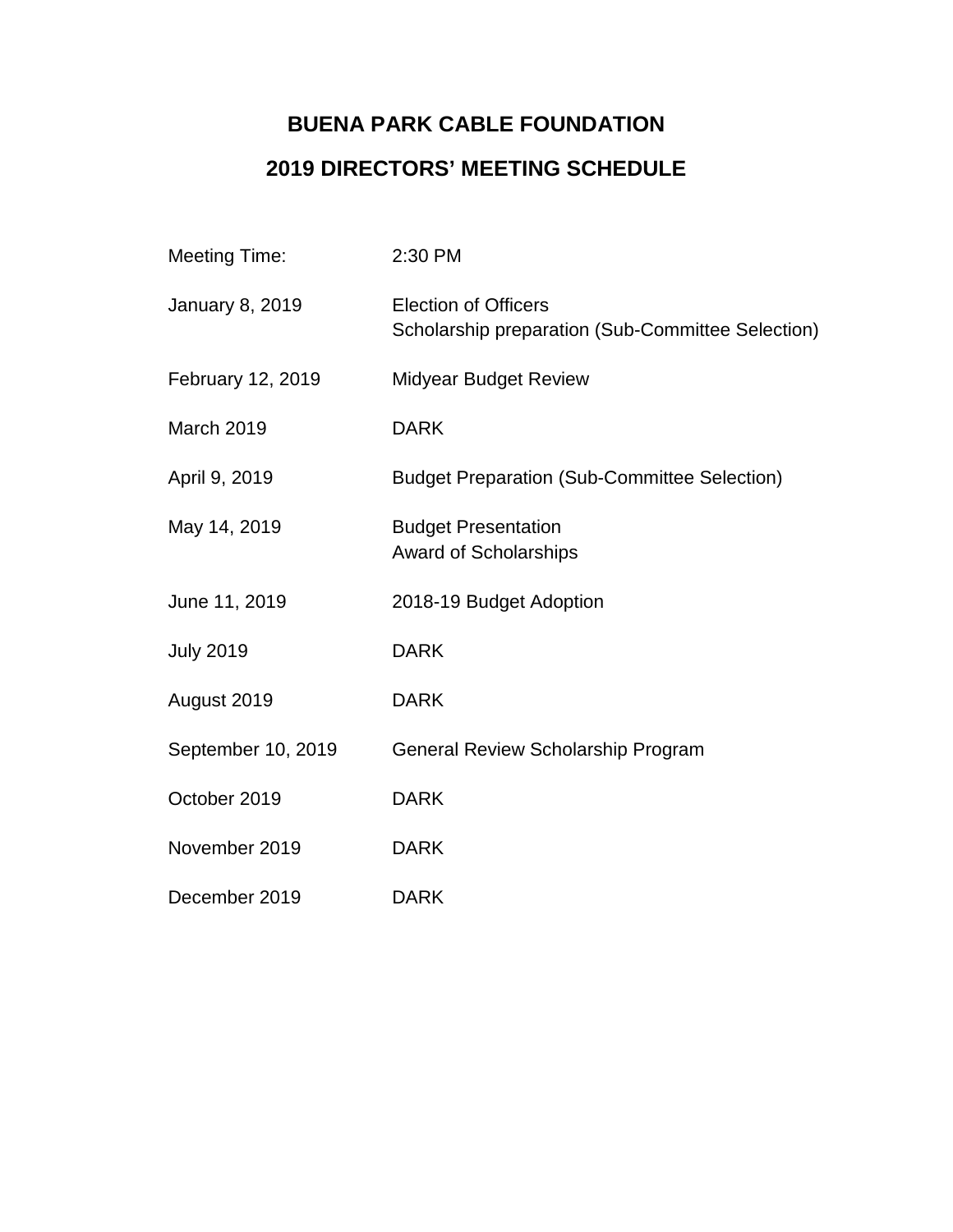# BUENA PARK CABLE FOUNDATION

## 2019 DIRECTORS' MEETING SCHEDULE

| | |
|---|---|
| Meeting Time: | 2:30 PM |
| January 8, 2019 | Election of Officers<br>Scholarship preparation (Sub-Committee Selection) |
| February 12, 2019 | Midyear Budget Review |
| March 2019 | DARK |
| April 9, 2019 | Budget Preparation (Sub-Committee Selection) |
| May 14, 2019 | Budget Presentation<br>Award of Scholarships |
| June 11, 2019 | 2018-19 Budget Adoption |
| July 2019 | DARK |
| August 2019 | DARK |
| September 10, 2019 | General Review Scholarship Program |
| October 2019 | DARK |
| November 2019 | DARK |
| December 2019 | DARK |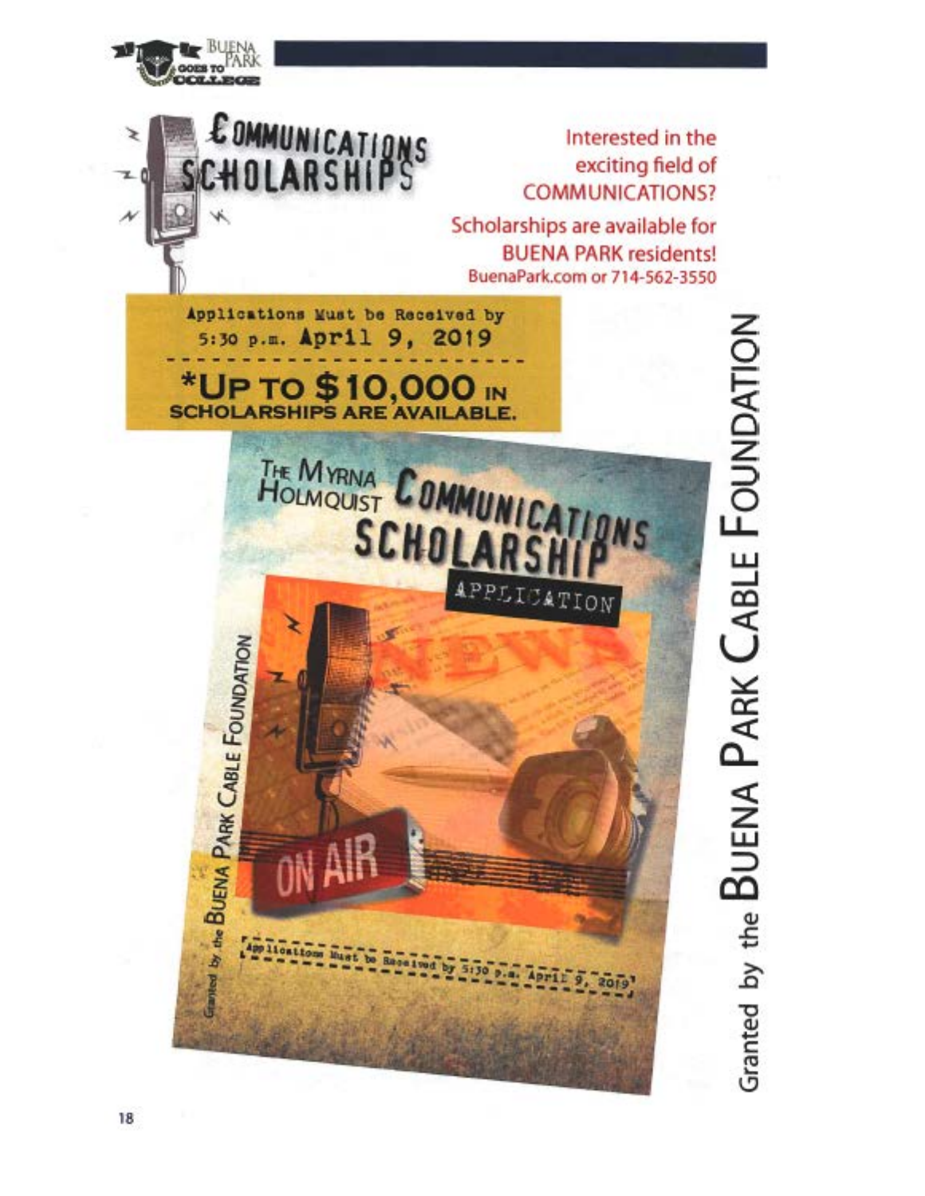# Communications Scholarships

Interested in the exciting field of COMMUNICATIONS?

Scholarships are available for BUENA PARK residents!

BuenaPark.com or 714-562-3550

Applications Must be Received by 5:30 p.m. April 9, 2019

**\*UP TO $10,000 IN SCHOLARSHIPS ARE AVAILABLE.**

## The Myrna Holmquist Communications Scholarship

APPLICATION

Granted by the Buena Park Cable Foundation

ON AIR

Applications Must be Received by 5:30 p.m. April 9, 2019

Granted by the Buena Park Cable Foundation